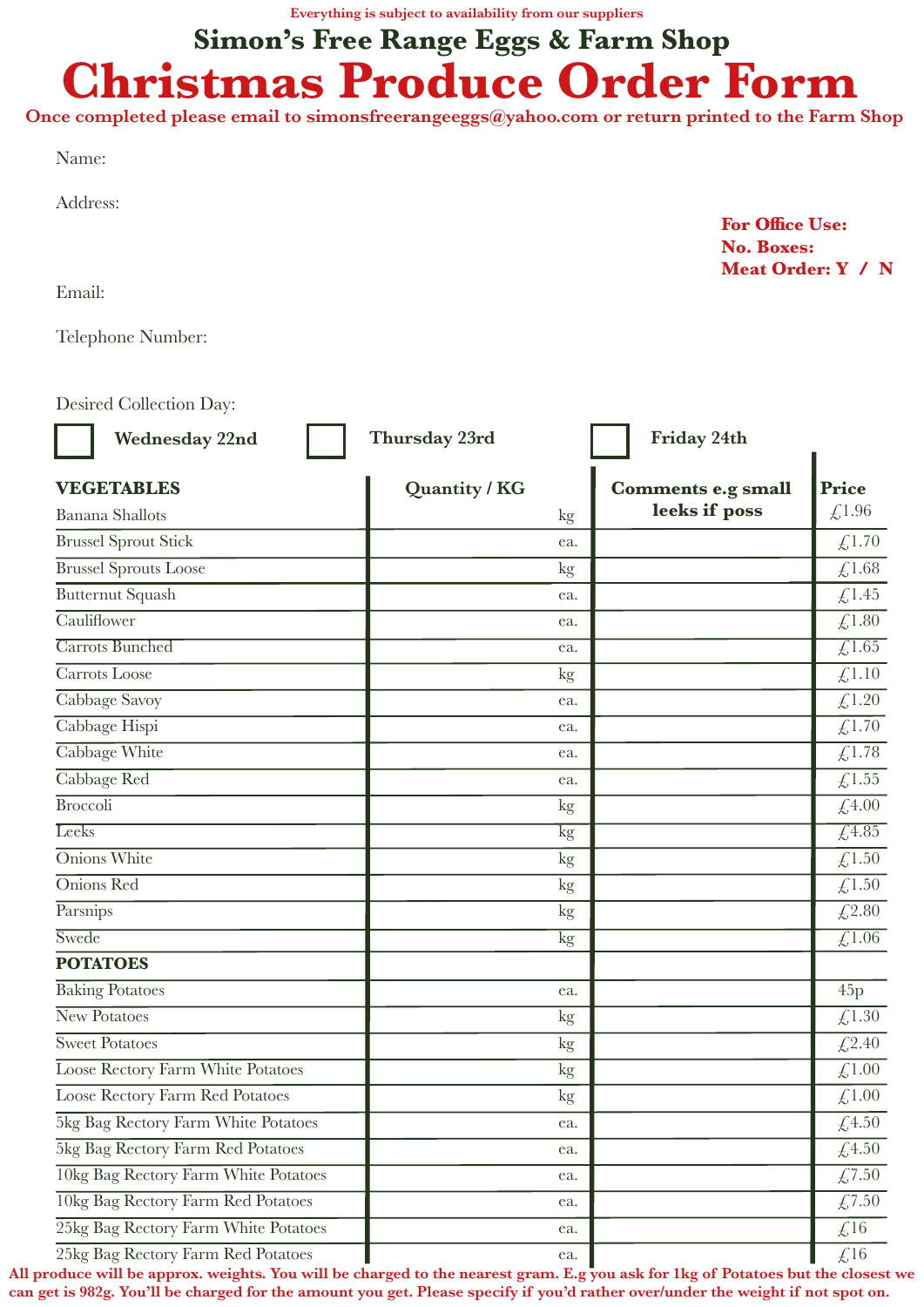Everything is subject to availability from our suppliers

## Simon's Free Range Eggs & Farm Shop

# Christmas Produce Order Form

**Once completed please email to simonsfreerangeeggs@yahoo.com or return printed to the Farm Shop**

Name:

Address:

**For Office Use:**
**No. Boxes:**
**Meat Order: Y / N**

Email:

Telephone Number:

Desired Collection Day:

☐ **Wednesday 22nd** ☐ **Thursday 23rd** ☐ **Friday 24th**

| **VEGETABLES** | **Quantity / KG** | **Comments e.g small leeks if poss** | **Price** |
|---|---|---|---|
| Banana Shallots | kg | | £1.96 |
| Brussel Sprout Stick | ea. | | £1.70 |
| Brussel Sprouts Loose | kg | | £1.68 |
| Butternut Squash | ea. | | £1.45 |
| Cauliflower | ea. | | £1.80 |
| Carrots Bunched | ea. | | £1.65 |
| Carrots Loose | kg | | £1.10 |
| Cabbage Savoy | ea. | | £1.20 |
| Cabbage Hispi | ea. | | £1.70 |
| Cabbage White | ea. | | £1.78 |
| Cabbage Red | ea. | | £1.55 |
| Broccoli | kg | | £4.00 |
| Leeks | kg | | £4.85 |
| Onions White | kg | | £1.50 |
| Onions Red | kg | | £1.50 |
| Parsnips | kg | | £2.80 |
| Swede | kg | | £1.06 |
| **POTATOES** | | | |
| Baking Potatoes | ea. | | 45p |
| New Potatoes | kg | | £1.30 |
| Sweet Potatoes | kg | | £2.40 |
| Loose Rectory Farm White Potatoes | kg | | £1.00 |
| Loose Rectory Farm Red Potatoes | kg | | £1.00 |
| 5kg Bag Rectory Farm White Potatoes | ea. | | £4.50 |
| 5kg Bag Rectory Farm Red Potatoes | ea. | | £4.50 |
| 10kg Bag Rectory Farm White Potatoes | ea. | | £7.50 |
| 10kg Bag Rectory Farm Red Potatoes | ea. | | £7.50 |
| 25kg Bag Rectory Farm White Potatoes | ea. | | £16 |
| 25kg Bag Rectory Farm Red Potatoes | ea. | | £16 |

**All produce will be approx. weights. You will be charged to the nearest gram. E.g you ask for 1kg of Potatoes but the closest we can get is 982g. You'll be charged for the amount you get. Please specify if you'd rather over/under the weight if not spot on.**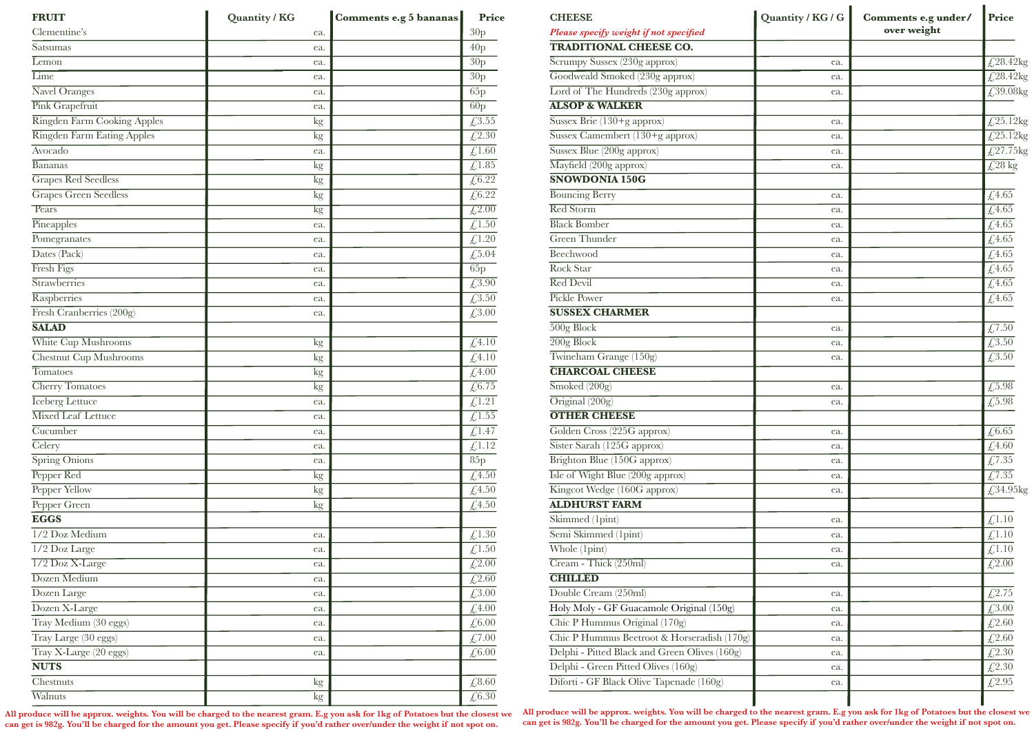| FRUIT | Quantity / KG | Comments e.g 5 bananas | Price |
|---|---|---|---|
| Clementine's | ea. | | 30p |
| Satsumas | ea. | | 40p |
| Lemon | ea. | | 30p |
| Lime | ea. | | 30p |
| Navel Oranges | ea. | | 65p |
| Pink Grapefruit | ea. | | 60p |
| Ringden Farm Cooking Apples | kg | | £3.55 |
| Ringden Farm Eating Apples | kg | | £2.30 |
| Avocado | ea. | | £1.60 |
| Bananas | kg | | £1.85 |
| Grapes Red Seedless | kg | | £6.22 |
| Grapes Green Seedless | kg | | £6.22 |
| Pears | kg | | £2.00 |
| Pineapples | ea. | | £1.50 |
| Pomegranates | ea. | | £1.20 |
| Dates (Pack) | ea. | | £5.04 |
| Fresh Figs | ea. | | 65p |
| Strawberries | ea. | | £3.90 |
| Raspberries | ea. | | £3.50 |
| Fresh Cranberries (200g) | ea. | | £3.00 |
| **SALAD** | | | |
| White Cup Mushrooms | kg | | £4.10 |
| Chestnut Cup Mushrooms | kg | | £4.10 |
| Tomatoes | kg | | £4.00 |
| Cherry Tomatoes | kg | | £6.75 |
| Iceberg Lettuce | ea. | | £1.21 |
| Mixed Leaf Lettuce | ea. | | £1.55 |
| Cucumber | ea. | | £1.47 |
| Celery | ea. | | £1.12 |
| Spring Onions | ea. | | 85p |
| Pepper Red | kg | | £4.50 |
| Pepper Yellow | kg | | £4.50 |
| Pepper Green | kg | | £4.50 |
| **EGGS** | | | |
| 1/2 Doz Medium | ea. | | £1.30 |
| 1/2 Doz Large | ea. | | £1.50 |
| 1/2 Doz X-Large | ea. | | £2.00 |
| Dozen Medium | ea. | | £2.60 |
| Dozen Large | ea. | | £3.00 |
| Dozen X-Large | ea. | | £4.00 |
| Tray Medium (30 eggs) | ea. | | £6.00 |
| Tray Large (30 eggs) | ea. | | £7.00 |
| Tray X-Large (20 eggs) | ea. | | £6.00 |
| **NUTS** | | | |
| Chestnuts | kg | | £8.60 |
| Walnuts | kg | | £6.30 |

All produce will be approx. weights. You will be charged to the nearest gram. E.g you ask for 1kg of Potatoes but the closest we can get is 982g. You'll be charged for the amount you get. Please specify if you'd rather over/under the weight if not spot on.

| CHEESE *Please specify weight if not specified* | Quantity / KG / G | Comments e.g under/ over weight | Price |
|---|---|---|---|
| **TRADITIONAL CHEESE CO.** | | | |
| Scrumpy Sussex (230g approx) | ea. | | £28.42kg |
| Goodweald Smoked (230g approx) | ea. | | £28.42kg |
| Lord of The Hundreds (230g approx) | ea. | | £39.08kg |
| **ALSOP & WALKER** | | | |
| Sussex Brie (130+g approx) | ea. | | £25.12kg |
| Sussex Camembert (130+g approx) | ea. | | £25.12kg |
| Sussex Blue (200g approx) | ea. | | £27.75kg |
| Mayfield (200g approx) | ea. | | £28 kg |
| **SNOWDONIA 150G** | | | |
| Bouncing Berry | ea. | | £4.65 |
| Red Storm | ea. | | £4.65 |
| Black Bomber | ea. | | £4.65 |
| Green Thunder | ea. | | £4.65 |
| Beechwood | ea. | | £4.65 |
| Rock Star | ea. | | £4.65 |
| Red Devil | ea. | | £4.65 |
| Pickle Power | ea. | | £4.65 |
| **SUSSEX CHARMER** | | | |
| 500g Block | ea. | | £7.50 |
| 200g Block | ea. | | £3.50 |
| Twineham Grange (150g) | ea. | | £3.50 |
| **CHARCOAL CHEESE** | | | |
| Smoked (200g) | ea. | | £5.98 |
| Original (200g) | ea. | | £5.98 |
| **OTHER CHEESE** | | | |
| Golden Cross (225G approx) | ea. | | £6.65 |
| Sister Sarah (125G approx) | ea. | | £4.60 |
| Brighton Blue (150G approx) | ea. | | £7.35 |
| Isle of Wight Blue (200g approx) | ea. | | £7.35 |
| Kingcot Wedge (160G approx) | ea. | | £34.95kg |
| **ALDHURST FARM** | | | |
| Skimmed (1pint) | ea. | | £1.10 |
| Semi Skimmed (1pint) | ea. | | £1.10 |
| Whole (1pint) | ea. | | £1.10 |
| Cream - Thick (250ml) | ea. | | £2.00 |
| **CHILLED** | | | |
| Double Cream (250ml) | ea. | | £2.75 |
| Holy Moly - GF Guacamole Original (150g) | ea. | | £3.00 |
| Chic P Hummus Original (170g) | ea. | | £2.60 |
| Chic P Hummus Beetroot & Horseradish (170g) | ea. | | £2.60 |
| Delphi - Pitted Black and Green Olives (160g) | ea. | | £2.30 |
| Delphi - Green Pitted Olives (160g) | ea. | | £2.30 |
| Diforti - GF Black Olive Tapenade (160g) | ea. | | £2.95 |

All produce will be approx. weights. You will be charged to the nearest gram. E.g you ask for 1kg of Potatoes but the closest we can get is 982g. You'll be charged for the amount you get. Please specify if you'd rather over/under the weight if not spot on.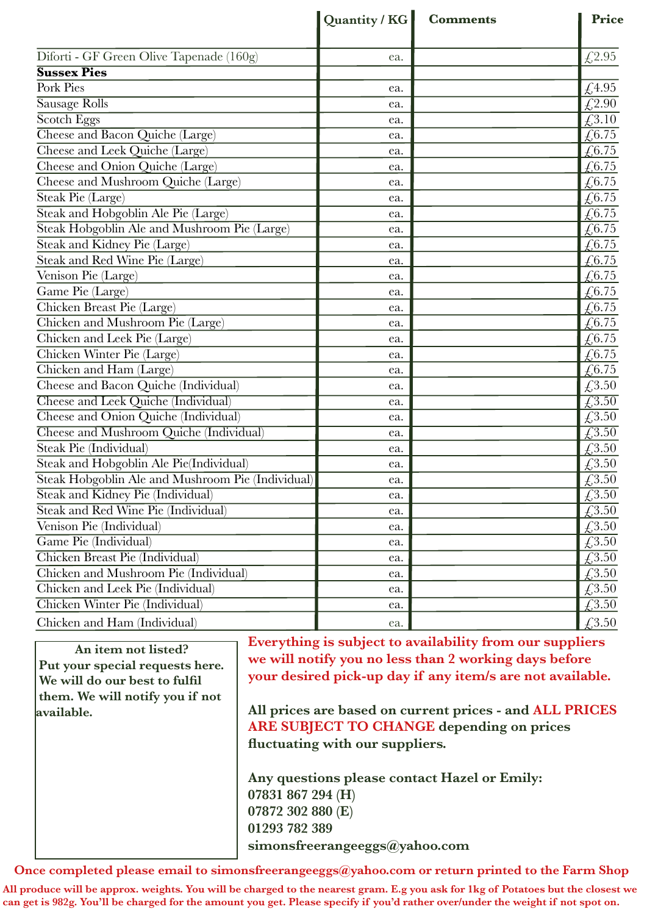| | Quantity / KG | Comments | Price |
|---|---|---|---|
| Diforti - GF Green Olive Tapenade (160g) | ea. | | £2.95 |
| **Sussex Pies** | | | |
| Pork Pies | ea. | | £4.95 |
| Sausage Rolls | ea. | | £2.90 |
| Scotch Eggs | ea. | | £3.10 |
| Cheese and Bacon Quiche (Large) | ea. | | £6.75 |
| Cheese and Leek Quiche (Large) | ea. | | £6.75 |
| Cheese and Onion Quiche (Large) | ea. | | £6.75 |
| Cheese and Mushroom Quiche (Large) | ea. | | £6.75 |
| Steak Pie (Large) | ea. | | £6.75 |
| Steak and Hobgoblin Ale Pie (Large) | ea. | | £6.75 |
| Steak Hobgoblin Ale and Mushroom Pie (Large) | ea. | | £6.75 |
| Steak and Kidney Pie (Large) | ea. | | £6.75 |
| Steak and Red Wine Pie (Large) | ea. | | £6.75 |
| Venison Pie (Large) | ea. | | £6.75 |
| Game Pie (Large) | ea. | | £6.75 |
| Chicken Breast Pie (Large) | ea. | | £6.75 |
| Chicken and Mushroom Pie (Large) | ea. | | £6.75 |
| Chicken and Leek Pie (Large) | ea. | | £6.75 |
| Chicken Winter Pie (Large) | ea. | | £6.75 |
| Chicken and Ham (Large) | ea. | | £6.75 |
| Cheese and Bacon Quiche (Individual) | ea. | | £3.50 |
| Cheese and Leek Quiche (Individual) | ea. | | £3.50 |
| Cheese and Onion Quiche (Individual) | ea. | | £3.50 |
| Cheese and Mushroom Quiche (Individual) | ea. | | £3.50 |
| Steak Pie (Individual) | ea. | | £3.50 |
| Steak and Hobgoblin Ale Pie(Individual) | ea. | | £3.50 |
| Steak Hobgoblin Ale and Mushroom Pie (Individual) | ea. | | £3.50 |
| Steak and Kidney Pie (Individual) | ea. | | £3.50 |
| Steak and Red Wine Pie (Individual) | ea. | | £3.50 |
| Venison Pie (Individual) | ea. | | £3.50 |
| Game Pie (Individual) | ea. | | £3.50 |
| Chicken Breast Pie (Individual) | ea. | | £3.50 |
| Chicken and Mushroom Pie (Individual) | ea. | | £3.50 |
| Chicken and Leek Pie (Individual) | ea. | | £3.50 |
| Chicken Winter Pie (Individual) | ea. | | £3.50 |
| Chicken and Ham (Individual) | ea. | | £3.50 |

**An item not listed?**
**Put your special requests here. We will do our best to fulfil them. We will notify you if not available.**

**Everything is subject to availability from our suppliers we will notify you no less than 2 working days before your desired pick-up day if any item/s are not available.**

**All prices are based on current prices - and ALL PRICES ARE SUBJECT TO CHANGE depending on prices fluctuating with our suppliers.**

**Any questions please contact Hazel or Emily:**
**07831 867 294 (H)**
**07872 302 880 (E)**
**01293 782 389**
**simonsfreerangeeggs@yahoo.com**

**Once completed please email to simonsfreerangeeggs@yahoo.com or return printed to the Farm Shop**

**All produce will be approx. weights. You will be charged to the nearest gram. E.g you ask for 1kg of Potatoes but the closest we can get is 982g. You'll be charged for the amount you get. Please specify if you'd rather over/under the weight if not spot on.**